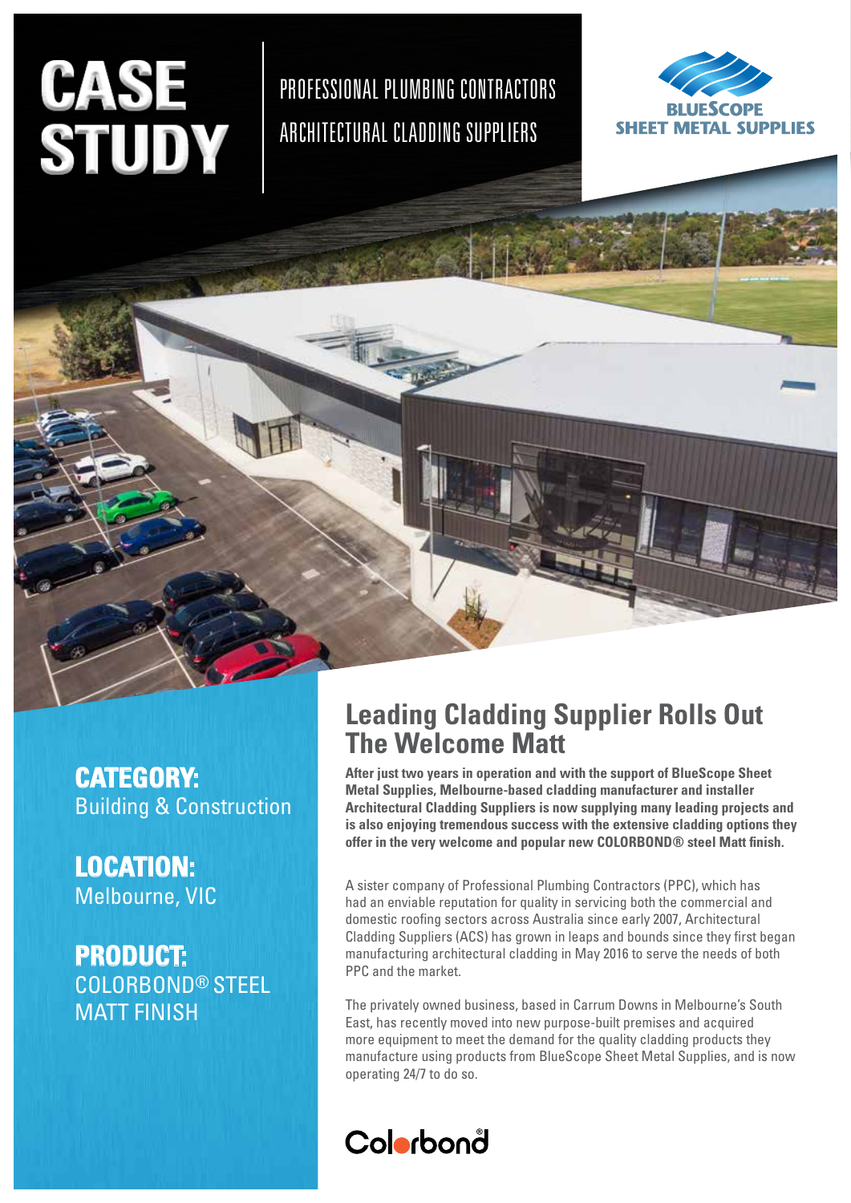# CASE STUDY

PROFESSIONAL PLUMBING CONTRACTORS
ARCHITECTURAL CLADDING SUPPLIERS

BLUESCOPE SHEET METAL SUPPLIES

**CATEGORY:**
Building & Construction

**LOCATION:**
Melbourne, VIC

**PRODUCT:**
COLORBOND® STEEL MATT FINISH

## Leading Cladding Supplier Rolls Out The Welcome Matt

**After just two years in operation and with the support of BlueScope Sheet Metal Supplies, Melbourne-based cladding manufacturer and installer Architectural Cladding Suppliers is now supplying many leading projects and is also enjoying tremendous success with the extensive cladding options they offer in the very welcome and popular new COLORBOND® steel Matt finish.**

A sister company of Professional Plumbing Contractors (PPC), which has had an enviable reputation for quality in servicing both the commercial and domestic roofing sectors across Australia since early 2007, Architectural Cladding Suppliers (ACS) has grown in leaps and bounds since they first began manufacturing architectural cladding in May 2016 to serve the needs of both PPC and the market.

The privately owned business, based in Carrum Downs in Melbourne's South East, has recently moved into new purpose-built premises and acquired more equipment to meet the demand for the quality cladding products they manufacture using products from BlueScope Sheet Metal Supplies, and is now operating 24/7 to do so.

Colorbond®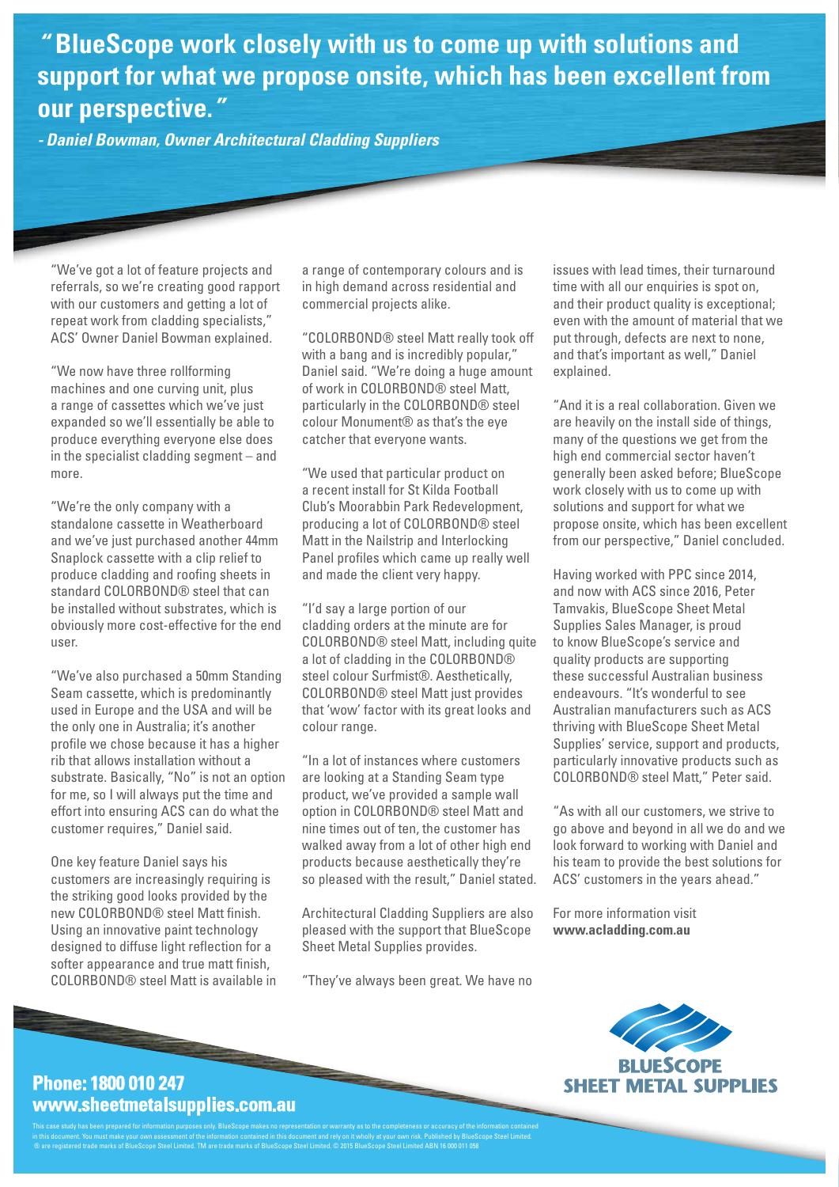# "BlueScope work closely with us to come up with solutions and support for what we propose onsite, which has been excellent from our perspective."

***- Daniel Bowman, Owner Architectural Cladding Suppliers***

"We've got a lot of feature projects and referrals, so we're creating good rapport with our customers and getting a lot of repeat work from cladding specialists," ACS' Owner Daniel Bowman explained.

"We now have three rollforming machines and one curving unit, plus a range of cassettes which we've just expanded so we'll essentially be able to produce everything everyone else does in the specialist cladding segment – and more.

"We're the only company with a standalone cassette in Weatherboard and we've just purchased another 44mm Snaplock cassette with a clip relief to produce cladding and roofing sheets in standard COLORBOND® steel that can be installed without substrates, which is obviously more cost-effective for the end user.

"We've also purchased a 50mm Standing Seam cassette, which is predominantly used in Europe and the USA and will be the only one in Australia; it's another profile we chose because it has a higher rib that allows installation without a substrate. Basically, "No" is not an option for me, so I will always put the time and effort into ensuring ACS can do what the customer requires," Daniel said.

One key feature Daniel says his customers are increasingly requiring is the striking good looks provided by the new COLORBOND® steel Matt finish. Using an innovative paint technology designed to diffuse light reflection for a softer appearance and true matt finish, COLORBOND® steel Matt is available in a range of contemporary colours and is in high demand across residential and commercial projects alike.

"COLORBOND® steel Matt really took off with a bang and is incredibly popular," Daniel said. "We're doing a huge amount of work in COLORBOND® steel Matt, particularly in the COLORBOND® steel colour Monument® as that's the eye catcher that everyone wants.

"We used that particular product on a recent install for St Kilda Football Club's Moorabbin Park Redevelopment, producing a lot of COLORBOND® steel Matt in the Nailstrip and Interlocking Panel profiles which came up really well and made the client very happy.

"I'd say a large portion of our cladding orders at the minute are for COLORBOND® steel Matt, including quite a lot of cladding in the COLORBOND® steel colour Surfmist®. Aesthetically, COLORBOND® steel Matt just provides that 'wow' factor with its great looks and colour range.

"In a lot of instances where customers are looking at a Standing Seam type product, we've provided a sample wall option in COLORBOND® steel Matt and nine times out of ten, the customer has walked away from a lot of other high end products because aesthetically they're so pleased with the result," Daniel stated.

Architectural Cladding Suppliers are also pleased with the support that BlueScope Sheet Metal Supplies provides.

"They've always been great. We have no issues with lead times, their turnaround time with all our enquiries is spot on, and their product quality is exceptional; even with the amount of material that we put through, defects are next to none, and that's important as well," Daniel explained.

"And it is a real collaboration. Given we are heavily on the install side of things, many of the questions we get from the high end commercial sector haven't generally been asked before; BlueScope work closely with us to come up with solutions and support for what we propose onsite, which has been excellent from our perspective," Daniel concluded.

Having worked with PPC since 2014, and now with ACS since 2016, Peter Tamvakis, BlueScope Sheet Metal Supplies Sales Manager, is proud to know BlueScope's service and quality products are supporting these successful Australian business endeavours. "It's wonderful to see Australian manufacturers such as ACS thriving with BlueScope Sheet Metal Supplies' service, support and products, particularly innovative products such as COLORBOND® steel Matt," Peter said.

"As with all our customers, we strive to go above and beyond in all we do and we look forward to working with Daniel and his team to provide the best solutions for ACS' customers in the years ahead."

For more information visit **www.acladding.com.au**

**Phone: 1800 010 247**
**www.sheetmetalsupplies.com.au**

BLUESCOPE SHEET METAL SUPPLIES

This case study has been prepared for information purposes only. BlueScope makes no representation or warranty as to the completeness or accuracy of the information contained in this document. You must make your own assessment of the information contained in this document and rely on it wholly at your own risk. Published by BlueScope Steel Limited. ® are registered trade marks of BlueScope Steel Limited. TM are trade marks of BlueScope Steel Limited. © 2015 BlueScope Steel Limited ABN 16 000 011 058